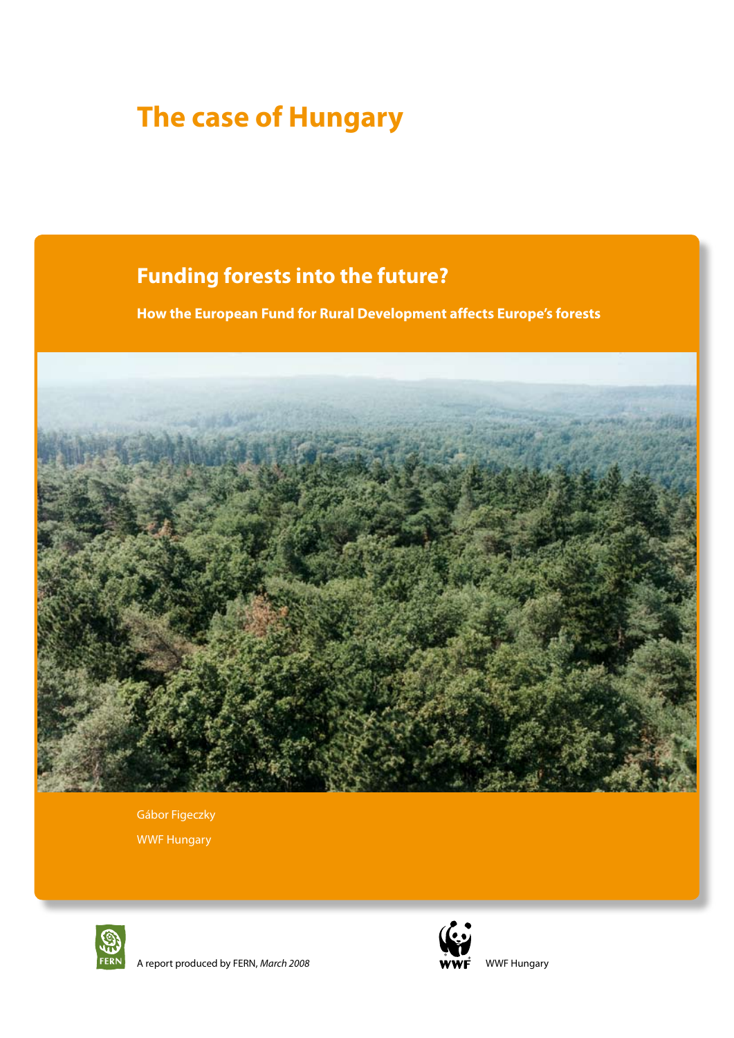# The case of Hungary

## Funding forests into the future?

**How the European Fund for Rural Development affects Europe's forests**

Gábor Figeczky

WWF Hungary

A report produced by FERN, *March 2008*

WWF Hungary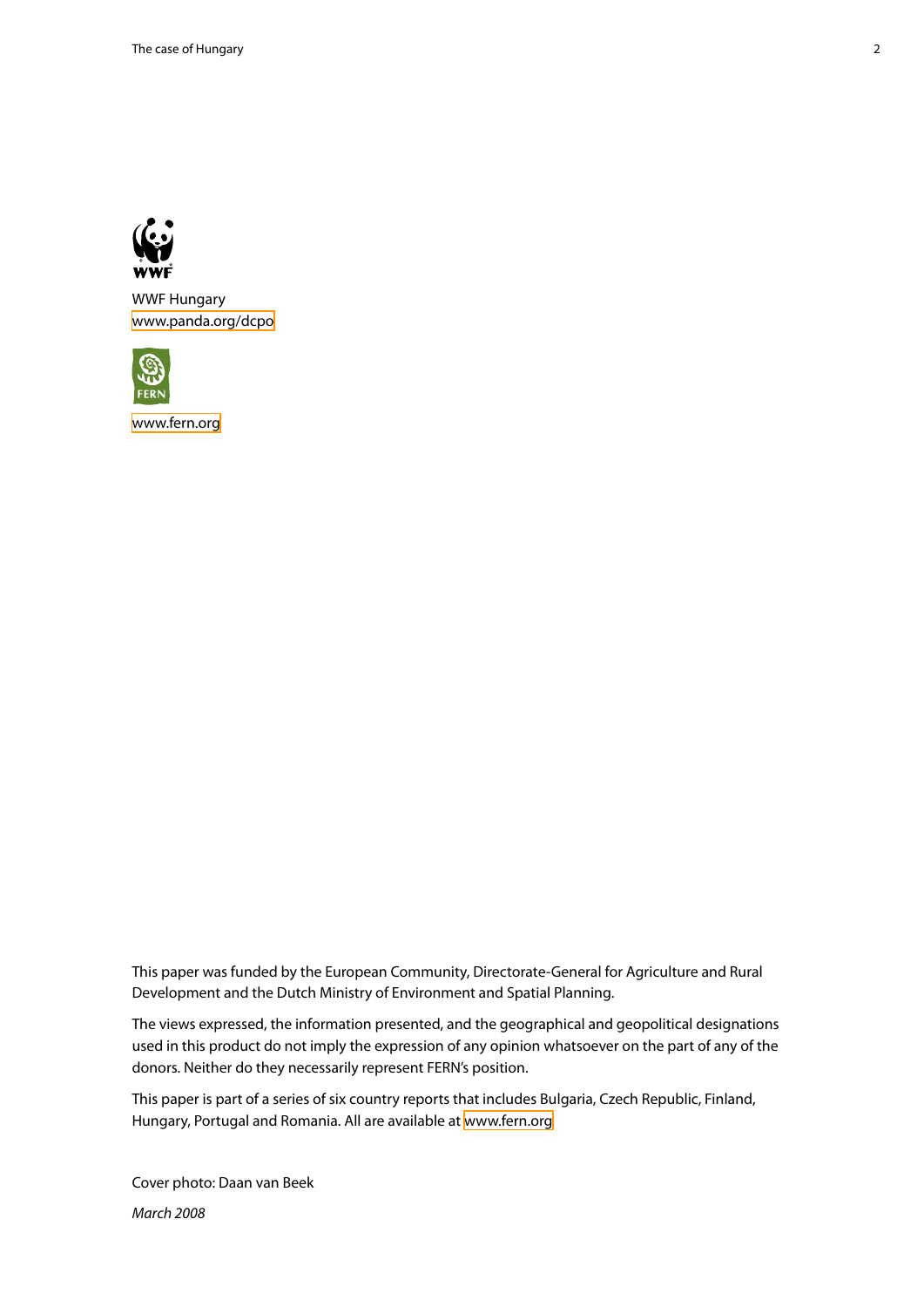WWF Hungary
www.panda.org/dcpo

www.fern.org

This paper was funded by the European Community, Directorate-General for Agriculture and Rural Development and the Dutch Ministry of Environment and Spatial Planning.

The views expressed, the information presented, and the geographical and geopolitical designations used in this product do not imply the expression of any opinion whatsoever on the part of any of the donors. Neither do they necessarily represent FERN's position.

This paper is part of a series of six country reports that includes Bulgaria, Czech Republic, Finland, Hungary, Portugal and Romania. All are available at www.fern.org

Cover photo: Daan van Beek

*March 2008*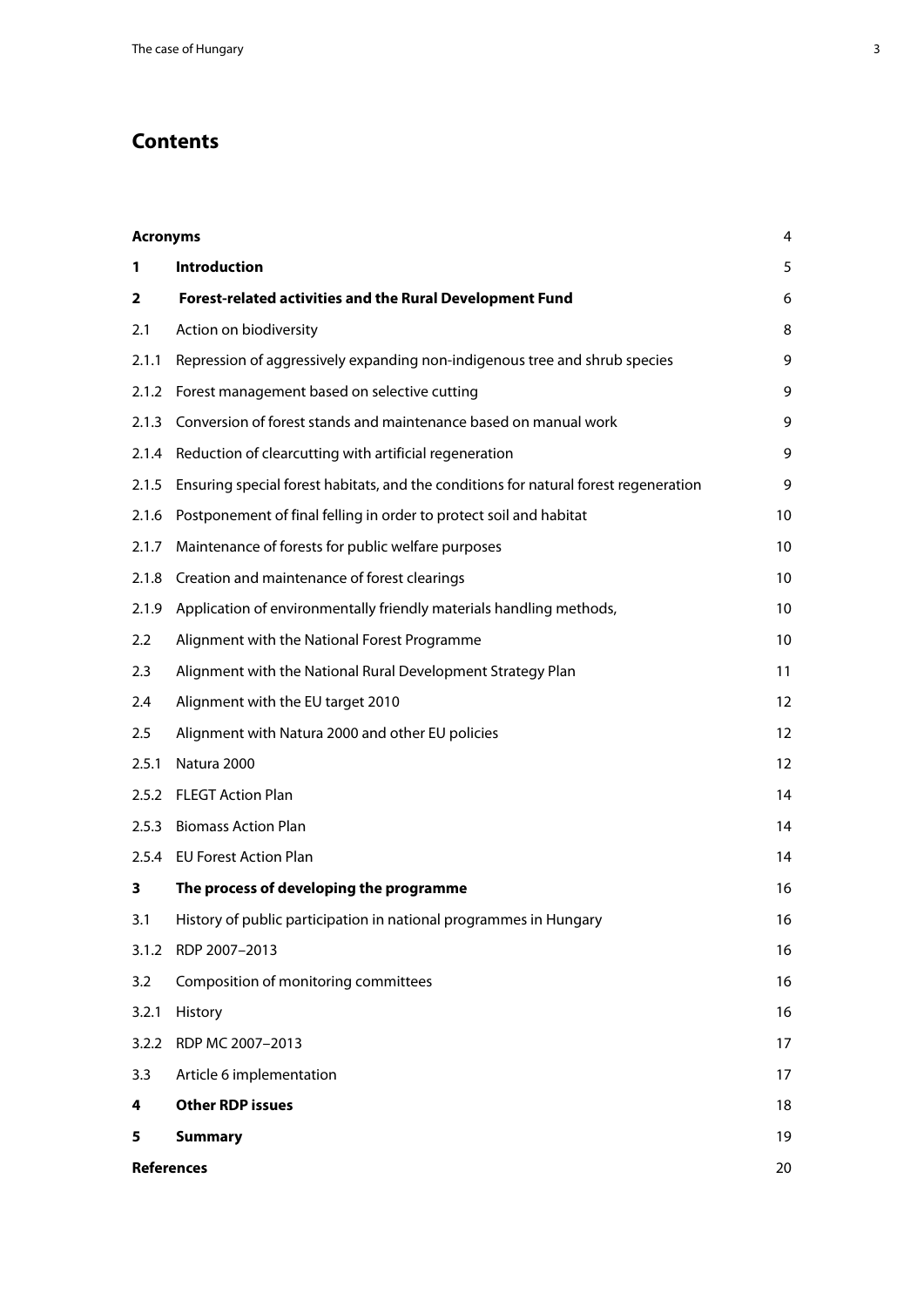# Contents

| | | |
|---|---|---|
| **Acronyms** | | 4 |
| **1** | **Introduction** | 5 |
| **2** | **Forest-related activities and the Rural Development Fund** | 6 |
| 2.1 | Action on biodiversity | 8 |
| 2.1.1 | Repression of aggressively expanding non-indigenous tree and shrub species | 9 |
| 2.1.2 | Forest management based on selective cutting | 9 |
| 2.1.3 | Conversion of forest stands and maintenance based on manual work | 9 |
| 2.1.4 | Reduction of clearcutting with artificial regeneration | 9 |
| 2.1.5 | Ensuring special forest habitats, and the conditions for natural forest regeneration | 9 |
| 2.1.6 | Postponement of final felling in order to protect soil and habitat | 10 |
| 2.1.7 | Maintenance of forests for public welfare purposes | 10 |
| 2.1.8 | Creation and maintenance of forest clearings | 10 |
| 2.1.9 | Application of environmentally friendly materials handling methods, | 10 |
| 2.2 | Alignment with the National Forest Programme | 10 |
| 2.3 | Alignment with the National Rural Development Strategy Plan | 11 |
| 2.4 | Alignment with the EU target 2010 | 12 |
| 2.5 | Alignment with Natura 2000 and other EU policies | 12 |
| 2.5.1 | Natura 2000 | 12 |
| 2.5.2 | FLEGT Action Plan | 14 |
| 2.5.3 | Biomass Action Plan | 14 |
| 2.5.4 | EU Forest Action Plan | 14 |
| **3** | **The process of developing the programme** | 16 |
| 3.1 | History of public participation in national programmes in Hungary | 16 |
| 3.1.2 | RDP 2007–2013 | 16 |
| 3.2 | Composition of monitoring committees | 16 |
| 3.2.1 | History | 16 |
| 3.2.2 | RDP MC 2007–2013 | 17 |
| 3.3 | Article 6 implementation | 17 |
| **4** | **Other RDP issues** | 18 |
| **5** | **Summary** | 19 |
| **References** | | 20 |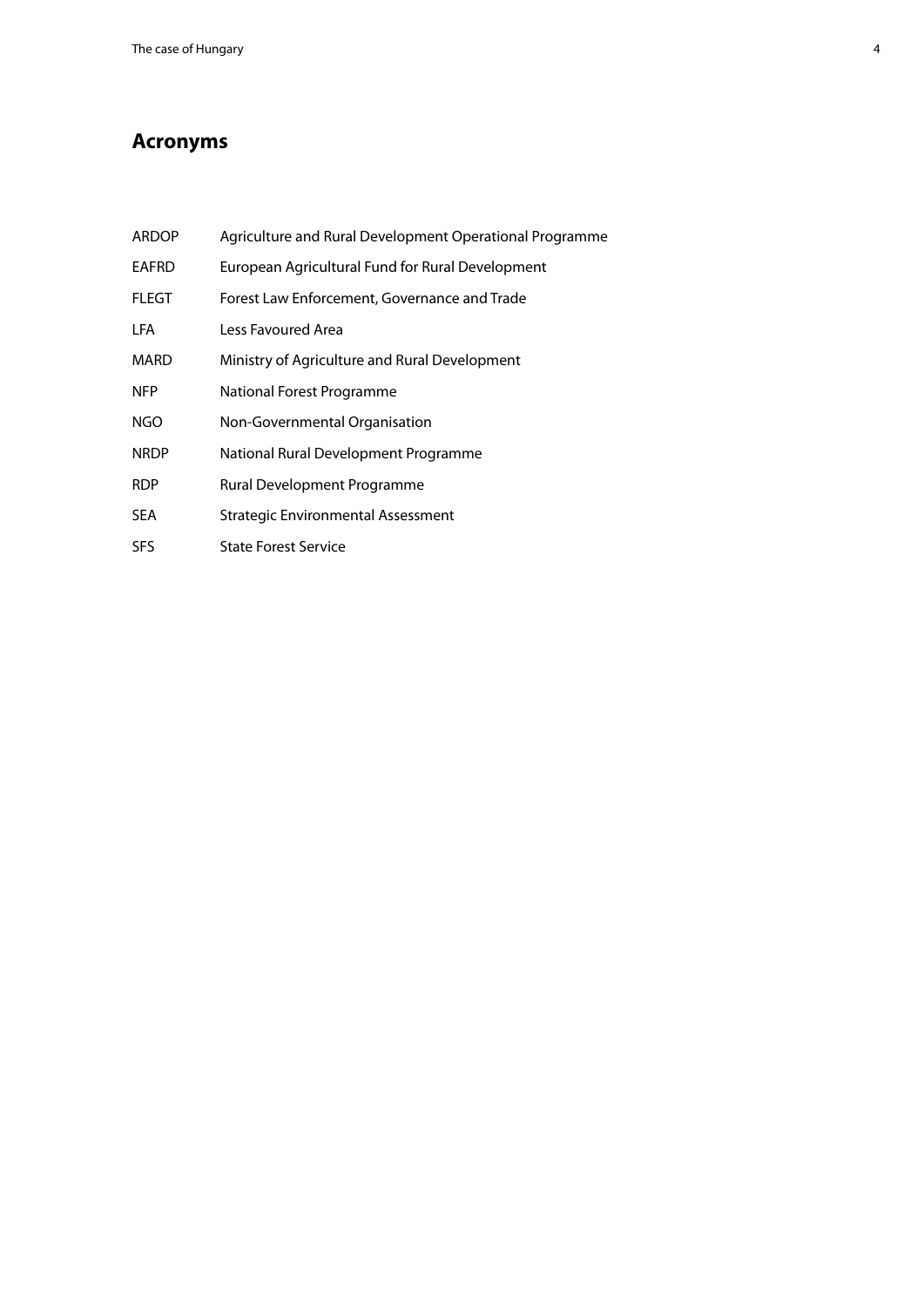# Acronyms

| | |
|---|---|
| ARDOP | Agriculture and Rural Development Operational Programme |
| EAFRD | European Agricultural Fund for Rural Development |
| FLEGT | Forest Law Enforcement, Governance and Trade |
| LFA | Less Favoured Area |
| MARD | Ministry of Agriculture and Rural Development |
| NFP | National Forest Programme |
| NGO | Non-Governmental Organisation |
| NRDP | National Rural Development Programme |
| RDP | Rural Development Programme |
| SEA | Strategic Environmental Assessment |
| SFS | State Forest Service |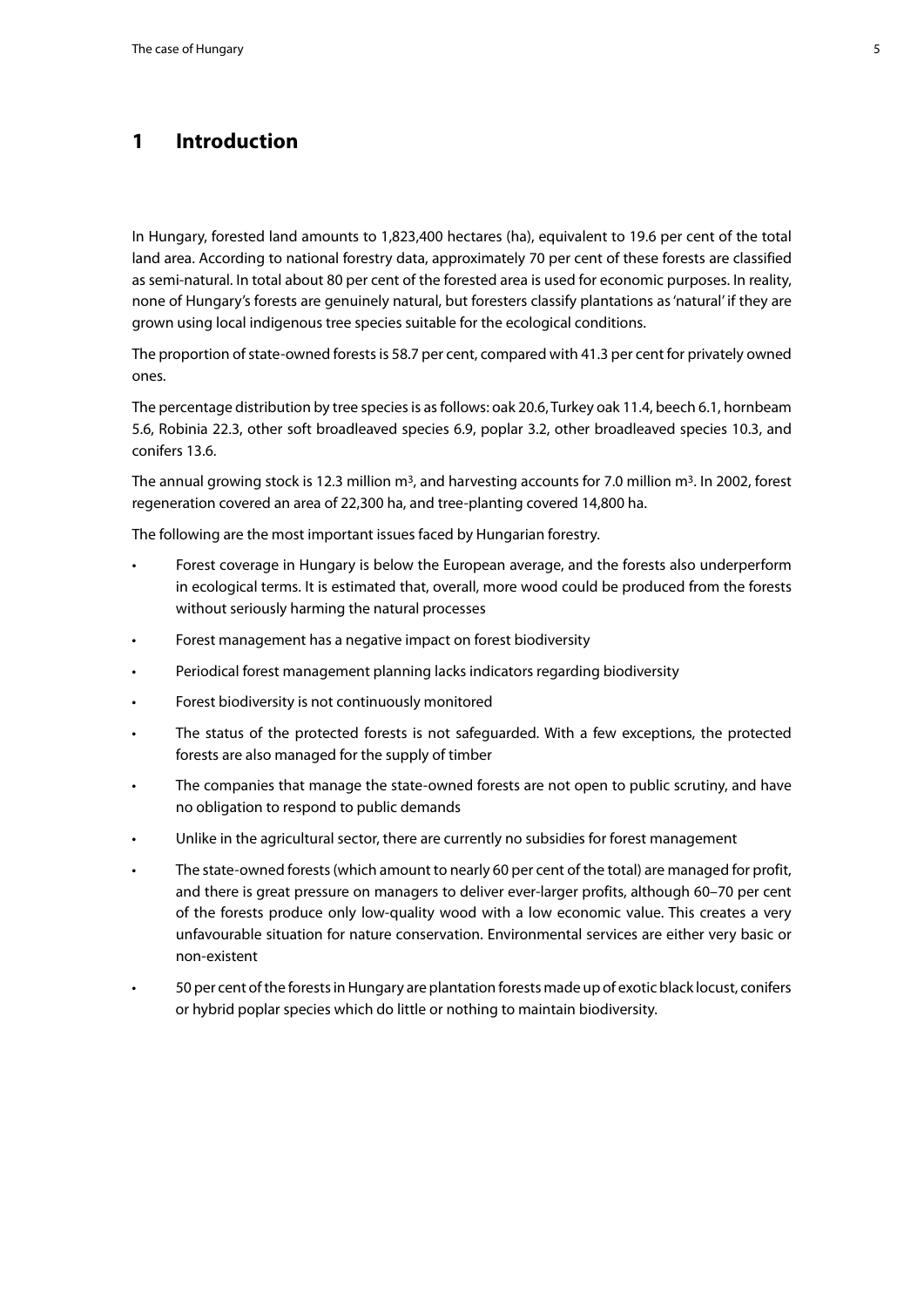# 1 Introduction

In Hungary, forested land amounts to 1,823,400 hectares (ha), equivalent to 19.6 per cent of the total land area. According to national forestry data, approximately 70 per cent of these forests are classified as semi-natural. In total about 80 per cent of the forested area is used for economic purposes. In reality, none of Hungary's forests are genuinely natural, but foresters classify plantations as 'natural' if they are grown using local indigenous tree species suitable for the ecological conditions.

The proportion of state-owned forests is 58.7 per cent, compared with 41.3 per cent for privately owned ones.

The percentage distribution by tree species is as follows: oak 20.6, Turkey oak 11.4, beech 6.1, hornbeam 5.6, Robinia 22.3, other soft broadleaved species 6.9, poplar 3.2, other broadleaved species 10.3, and conifers 13.6.

The annual growing stock is 12.3 million $m^3$, and harvesting accounts for 7.0 million $m^3$. In 2002, forest regeneration covered an area of 22,300 ha, and tree-planting covered 14,800 ha.

The following are the most important issues faced by Hungarian forestry.

- Forest coverage in Hungary is below the European average, and the forests also underperform in ecological terms. It is estimated that, overall, more wood could be produced from the forests without seriously harming the natural processes
- Forest management has a negative impact on forest biodiversity
- Periodical forest management planning lacks indicators regarding biodiversity
- Forest biodiversity is not continuously monitored
- The status of the protected forests is not safeguarded. With a few exceptions, the protected forests are also managed for the supply of timber
- The companies that manage the state-owned forests are not open to public scrutiny, and have no obligation to respond to public demands
- Unlike in the agricultural sector, there are currently no subsidies for forest management
- The state-owned forests (which amount to nearly 60 per cent of the total) are managed for profit, and there is great pressure on managers to deliver ever-larger profits, although 60–70 per cent of the forests produce only low-quality wood with a low economic value. This creates a very unfavourable situation for nature conservation. Environmental services are either very basic or non-existent
- 50 per cent of the forests in Hungary are plantation forests made up of exotic black locust, conifers or hybrid poplar species which do little or nothing to maintain biodiversity.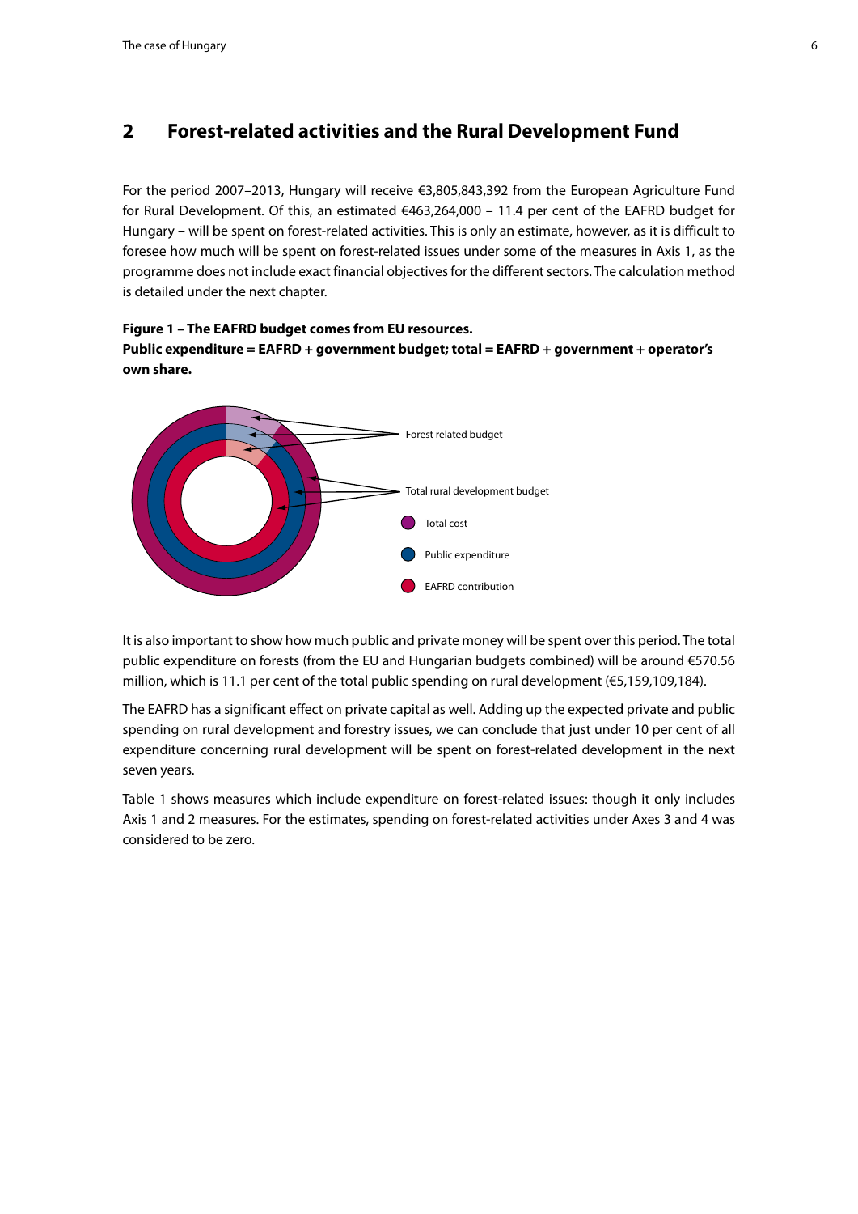## 2 Forest-related activities and the Rural Development Fund

For the period 2007–2013, Hungary will receive €3,805,843,392 from the European Agriculture Fund for Rural Development. Of this, an estimated €463,264,000 – 11.4 per cent of the EAFRD budget for Hungary – will be spent on forest-related activities. This is only an estimate, however, as it is difficult to foresee how much will be spent on forest-related issues under some of the measures in Axis 1, as the programme does not include exact financial objectives for the different sectors. The calculation method is detailed under the next chapter.

**Figure 1 – The EAFRD budget comes from EU resources.**
**Public expenditure = EAFRD + government budget; total = EAFRD + government + operator's own share.**

Forest related budget

Total rural development budget

Total cost

Public expenditure

EAFRD contribution

It is also important to show how much public and private money will be spent over this period. The total public expenditure on forests (from the EU and Hungarian budgets combined) will be around €570.56 million, which is 11.1 per cent of the total public spending on rural development (€5,159,109,184).

The EAFRD has a significant effect on private capital as well. Adding up the expected private and public spending on rural development and forestry issues, we can conclude that just under 10 per cent of all expenditure concerning rural development will be spent on forest-related development in the next seven years.

Table 1 shows measures which include expenditure on forest-related issues: though it only includes Axis 1 and 2 measures. For the estimates, spending on forest-related activities under Axes 3 and 4 was considered to be zero.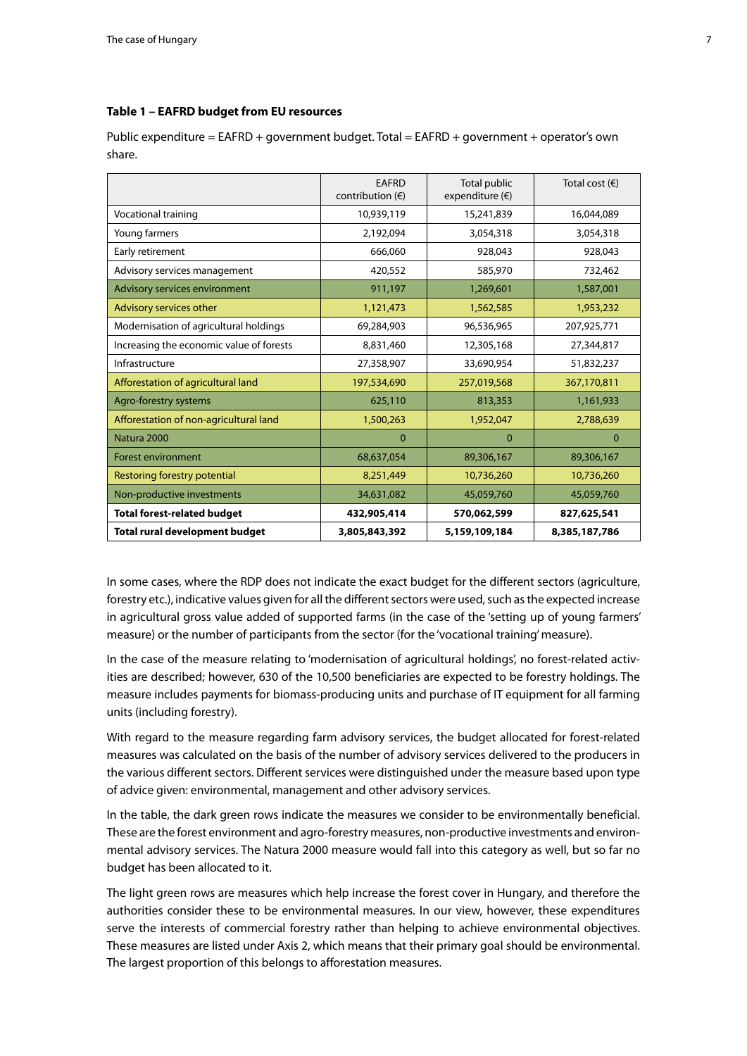**Table 1 – EAFRD budget from EU resources**

Public expenditure = EAFRD + government budget. Total = EAFRD + government + operator's own share.

| | EAFRD contribution (€) | Total public expenditure (€) | Total cost (€) |
|---|---|---|---|
| Vocational training | 10,939,119 | 15,241,839 | 16,044,089 |
| Young farmers | 2,192,094 | 3,054,318 | 3,054,318 |
| Early retirement | 666,060 | 928,043 | 928,043 |
| Advisory services management | 420,552 | 585,970 | 732,462 |
| Advisory services environment | 911,197 | 1,269,601 | 1,587,001 |
| Advisory services other | 1,121,473 | 1,562,585 | 1,953,232 |
| Modernisation of agricultural holdings | 69,284,903 | 96,536,965 | 207,925,771 |
| Increasing the economic value of forests | 8,831,460 | 12,305,168 | 27,344,817 |
| Infrastructure | 27,358,907 | 33,690,954 | 51,832,237 |
| Afforestation of agricultural land | 197,534,690 | 257,019,568 | 367,170,811 |
| Agro-forestry systems | 625,110 | 813,353 | 1,161,933 |
| Afforestation of non-agricultural land | 1,500,263 | 1,952,047 | 2,788,639 |
| Natura 2000 | 0 | 0 | 0 |
| Forest environment | 68,637,054 | 89,306,167 | 89,306,167 |
| Restoring forestry potential | 8,251,449 | 10,736,260 | 10,736,260 |
| Non-productive investments | 34,631,082 | 45,059,760 | 45,059,760 |
| **Total forest-related budget** | **432,905,414** | **570,062,599** | **827,625,541** |
| **Total rural development budget** | **3,805,843,392** | **5,159,109,184** | **8,385,187,786** |

In some cases, where the RDP does not indicate the exact budget for the different sectors (agriculture, forestry etc.), indicative values given for all the different sectors were used, such as the expected increase in agricultural gross value added of supported farms (in the case of the 'setting up of young farmers' measure) or the number of participants from the sector (for the 'vocational training' measure).

In the case of the measure relating to 'modernisation of agricultural holdings', no forest-related activities are described; however, 630 of the 10,500 beneficiaries are expected to be forestry holdings. The measure includes payments for biomass-producing units and purchase of IT equipment for all farming units (including forestry).

With regard to the measure regarding farm advisory services, the budget allocated for forest-related measures was calculated on the basis of the number of advisory services delivered to the producers in the various different sectors. Different services were distinguished under the measure based upon type of advice given: environmental, management and other advisory services.

In the table, the dark green rows indicate the measures we consider to be environmentally beneficial. These are the forest environment and agro-forestry measures, non-productive investments and environmental advisory services. The Natura 2000 measure would fall into this category as well, but so far no budget has been allocated to it.

The light green rows are measures which help increase the forest cover in Hungary, and therefore the authorities consider these to be environmental measures. In our view, however, these expenditures serve the interests of commercial forestry rather than helping to achieve environmental objectives. These measures are listed under Axis 2, which means that their primary goal should be environmental. The largest proportion of this belongs to afforestation measures.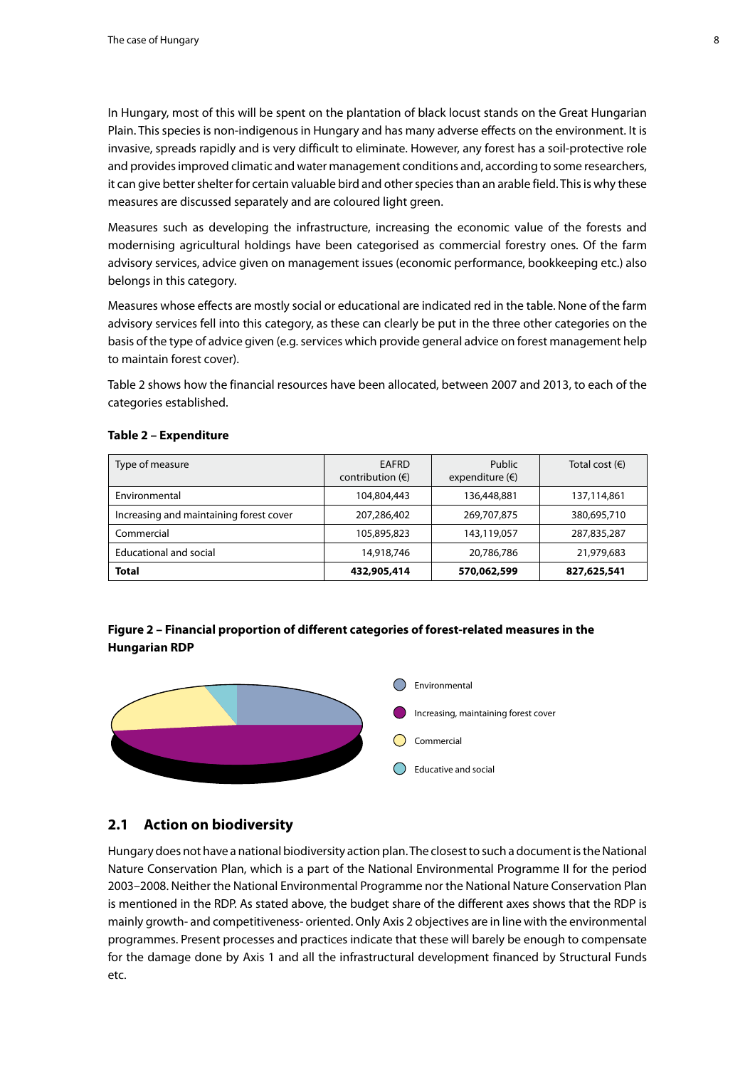In Hungary, most of this will be spent on the plantation of black locust stands on the Great Hungarian Plain. This species is non-indigenous in Hungary and has many adverse effects on the environment. It is invasive, spreads rapidly and is very difficult to eliminate. However, any forest has a soil-protective role and provides improved climatic and water management conditions and, according to some researchers, it can give better shelter for certain valuable bird and other species than an arable field. This is why these measures are discussed separately and are coloured light green.

Measures such as developing the infrastructure, increasing the economic value of the forests and modernising agricultural holdings have been categorised as commercial forestry ones. Of the farm advisory services, advice given on management issues (economic performance, bookkeeping etc.) also belongs in this category.

Measures whose effects are mostly social or educational are indicated red in the table. None of the farm advisory services fell into this category, as these can clearly be put in the three other categories on the basis of the type of advice given (e.g. services which provide general advice on forest management help to maintain forest cover).

Table 2 shows how the financial resources have been allocated, between 2007 and 2013, to each of the categories established.

**Table 2 – Expenditure**

| Type of measure | EAFRD contribution (€) | Public expenditure (€) | Total cost (€) |
|---|---|---|---|
| Environmental | 104,804,443 | 136,448,881 | 137,114,861 |
| Increasing and maintaining forest cover | 207,286,402 | 269,707,875 | 380,695,710 |
| Commercial | 105,895,823 | 143,119,057 | 287,835,287 |
| Educational and social | 14,918,746 | 20,786,786 | 21,979,683 |
| **Total** | **432,905,414** | **570,062,599** | **827,625,541** |

**Figure 2 – Financial proportion of different categories of forest-related measures in the Hungarian RDP**

Environmental

Increasing, maintaining forest cover

Commercial

Educative and social

## 2.1 Action on biodiversity

Hungary does not have a national biodiversity action plan. The closest to such a document is the National Nature Conservation Plan, which is a part of the National Environmental Programme II for the period 2003–2008. Neither the National Environmental Programme nor the National Nature Conservation Plan is mentioned in the RDP. As stated above, the budget share of the different axes shows that the RDP is mainly growth- and competitiveness- oriented. Only Axis 2 objectives are in line with the environmental programmes. Present processes and practices indicate that these will barely be enough to compensate for the damage done by Axis 1 and all the infrastructural development financed by Structural Funds etc.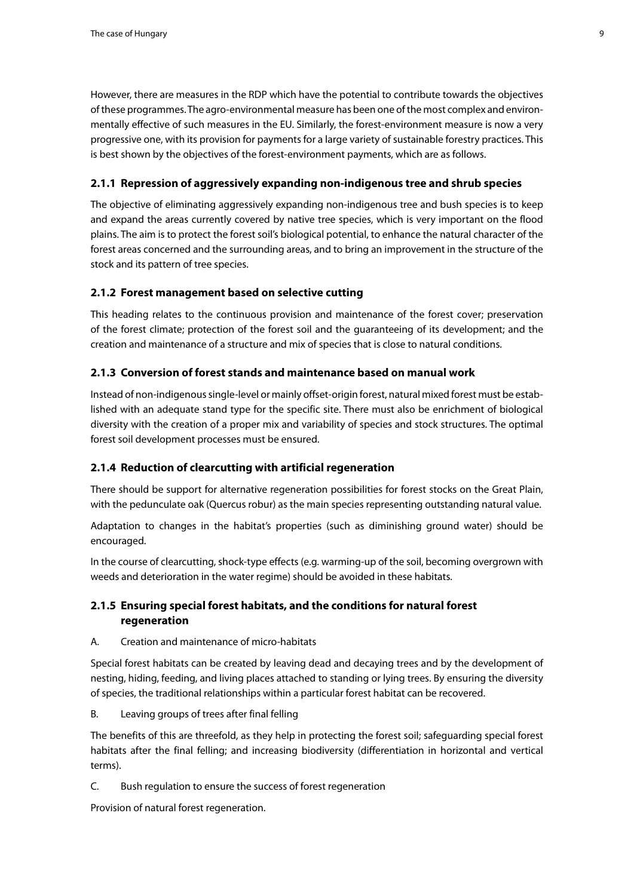However, there are measures in the RDP which have the potential to contribute towards the objectives of these programmes. The agro-environmental measure has been one of the most complex and environmentally effective of such measures in the EU. Similarly, the forest-environment measure is now a very progressive one, with its provision for payments for a large variety of sustainable forestry practices. This is best shown by the objectives of the forest-environment payments, which are as follows.

### 2.1.1 Repression of aggressively expanding non-indigenous tree and shrub species

The objective of eliminating aggressively expanding non-indigenous tree and bush species is to keep and expand the areas currently covered by native tree species, which is very important on the flood plains. The aim is to protect the forest soil's biological potential, to enhance the natural character of the forest areas concerned and the surrounding areas, and to bring an improvement in the structure of the stock and its pattern of tree species.

### 2.1.2 Forest management based on selective cutting

This heading relates to the continuous provision and maintenance of the forest cover; preservation of the forest climate; protection of the forest soil and the guaranteeing of its development; and the creation and maintenance of a structure and mix of species that is close to natural conditions.

### 2.1.3 Conversion of forest stands and maintenance based on manual work

Instead of non-indigenous single-level or mainly offset-origin forest, natural mixed forest must be established with an adequate stand type for the specific site. There must also be enrichment of biological diversity with the creation of a proper mix and variability of species and stock structures. The optimal forest soil development processes must be ensured.

### 2.1.4 Reduction of clearcutting with artificial regeneration

There should be support for alternative regeneration possibilities for forest stocks on the Great Plain, with the pedunculate oak (Quercus robur) as the main species representing outstanding natural value.

Adaptation to changes in the habitat's properties (such as diminishing ground water) should be encouraged.

In the course of clearcutting, shock-type effects (e.g. warming-up of the soil, becoming overgrown with weeds and deterioration in the water regime) should be avoided in these habitats.

### 2.1.5 Ensuring special forest habitats, and the conditions for natural forest regeneration

A. Creation and maintenance of micro-habitats

Special forest habitats can be created by leaving dead and decaying trees and by the development of nesting, hiding, feeding, and living places attached to standing or lying trees. By ensuring the diversity of species, the traditional relationships within a particular forest habitat can be recovered.

B. Leaving groups of trees after final felling

The benefits of this are threefold, as they help in protecting the forest soil; safeguarding special forest habitats after the final felling; and increasing biodiversity (differentiation in horizontal and vertical terms).

C. Bush regulation to ensure the success of forest regeneration

Provision of natural forest regeneration.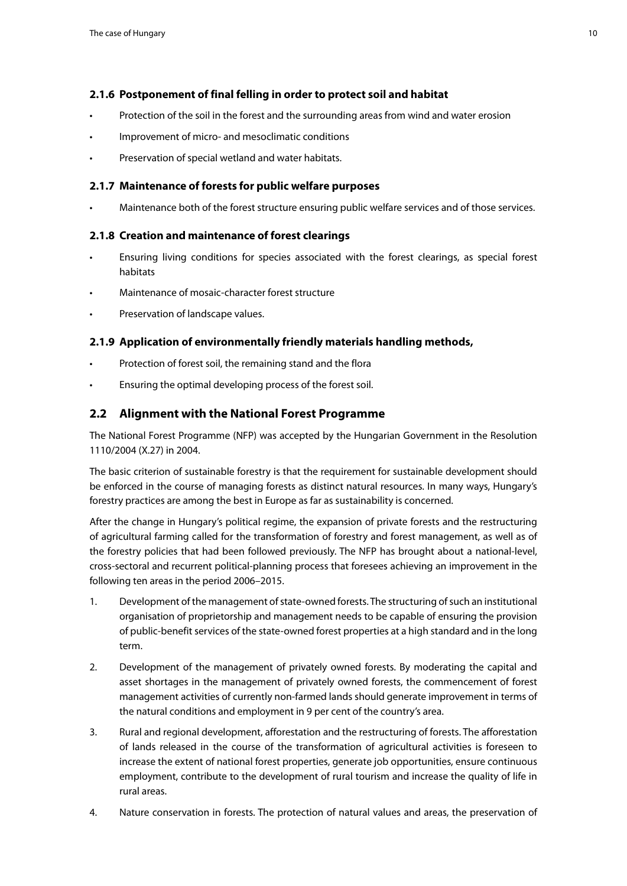#### 2.1.6 Postponement of final felling in order to protect soil and habitat

- Protection of the soil in the forest and the surrounding areas from wind and water erosion
- Improvement of micro- and mesoclimatic conditions
- Preservation of special wetland and water habitats.

#### 2.1.7 Maintenance of forests for public welfare purposes

- Maintenance both of the forest structure ensuring public welfare services and of those services.

#### 2.1.8 Creation and maintenance of forest clearings

- Ensuring living conditions for species associated with the forest clearings, as special forest habitats
- Maintenance of mosaic-character forest structure
- Preservation of landscape values.

#### 2.1.9 Application of environmentally friendly materials handling methods,

- Protection of forest soil, the remaining stand and the flora
- Ensuring the optimal developing process of the forest soil.

### 2.2 Alignment with the National Forest Programme

The National Forest Programme (NFP) was accepted by the Hungarian Government in the Resolution 1110/2004 (X.27) in 2004.

The basic criterion of sustainable forestry is that the requirement for sustainable development should be enforced in the course of managing forests as distinct natural resources. In many ways, Hungary's forestry practices are among the best in Europe as far as sustainability is concerned.

After the change in Hungary's political regime, the expansion of private forests and the restructuring of agricultural farming called for the transformation of forestry and forest management, as well as of the forestry policies that had been followed previously. The NFP has brought about a national-level, cross-sectoral and recurrent political-planning process that foresees achieving an improvement in the following ten areas in the period 2006–2015.

1. Development of the management of state-owned forests. The structuring of such an institutional organisation of proprietorship and management needs to be capable of ensuring the provision of public-benefit services of the state-owned forest properties at a high standard and in the long term.
2. Development of the management of privately owned forests. By moderating the capital and asset shortages in the management of privately owned forests, the commencement of forest management activities of currently non-farmed lands should generate improvement in terms of the natural conditions and employment in 9 per cent of the country's area.
3. Rural and regional development, afforestation and the restructuring of forests. The afforestation of lands released in the course of the transformation of agricultural activities is foreseen to increase the extent of national forest properties, generate job opportunities, ensure continuous employment, contribute to the development of rural tourism and increase the quality of life in rural areas.
4. Nature conservation in forests. The protection of natural values and areas, the preservation of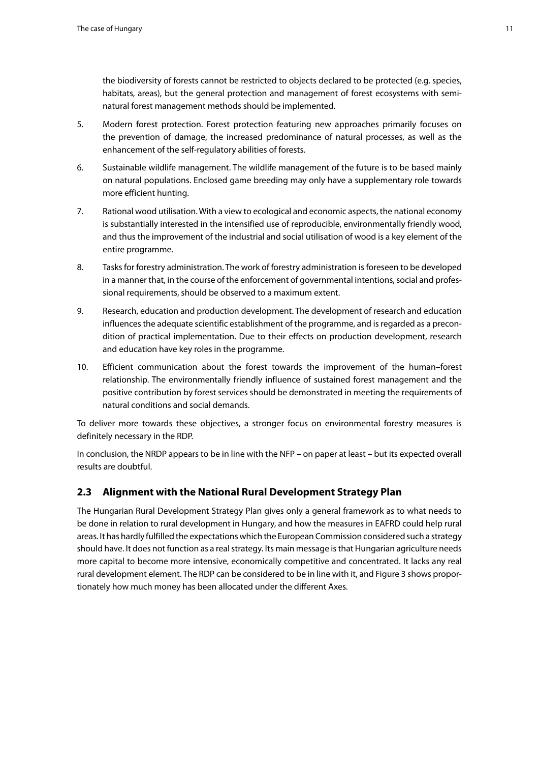the biodiversity of forests cannot be restricted to objects declared to be protected (e.g. species, habitats, areas), but the general protection and management of forest ecosystems with semi-natural forest management methods should be implemented.

5. Modern forest protection. Forest protection featuring new approaches primarily focuses on the prevention of damage, the increased predominance of natural processes, as well as the enhancement of the self-regulatory abilities of forests.
6. Sustainable wildlife management. The wildlife management of the future is to be based mainly on natural populations. Enclosed game breeding may only have a supplementary role towards more efficient hunting.
7. Rational wood utilisation. With a view to ecological and economic aspects, the national economy is substantially interested in the intensified use of reproducible, environmentally friendly wood, and thus the improvement of the industrial and social utilisation of wood is a key element of the entire programme.
8. Tasks for forestry administration. The work of forestry administration is foreseen to be developed in a manner that, in the course of the enforcement of governmental intentions, social and professional requirements, should be observed to a maximum extent.
9. Research, education and production development. The development of research and education influences the adequate scientific establishment of the programme, and is regarded as a precondition of practical implementation. Due to their effects on production development, research and education have key roles in the programme.
10. Efficient communication about the forest towards the improvement of the human–forest relationship. The environmentally friendly influence of sustained forest management and the positive contribution by forest services should be demonstrated in meeting the requirements of natural conditions and social demands.

To deliver more towards these objectives, a stronger focus on environmental forestry measures is definitely necessary in the RDP.

In conclusion, the NRDP appears to be in line with the NFP – on paper at least – but its expected overall results are doubtful.

## 2.3 Alignment with the National Rural Development Strategy Plan

The Hungarian Rural Development Strategy Plan gives only a general framework as to what needs to be done in relation to rural development in Hungary, and how the measures in EAFRD could help rural areas. It has hardly fulfilled the expectations which the European Commission considered such a strategy should have. It does not function as a real strategy. Its main message is that Hungarian agriculture needs more capital to become more intensive, economically competitive and concentrated. It lacks any real rural development element. The RDP can be considered to be in line with it, and Figure 3 shows proportionately how much money has been allocated under the different Axes.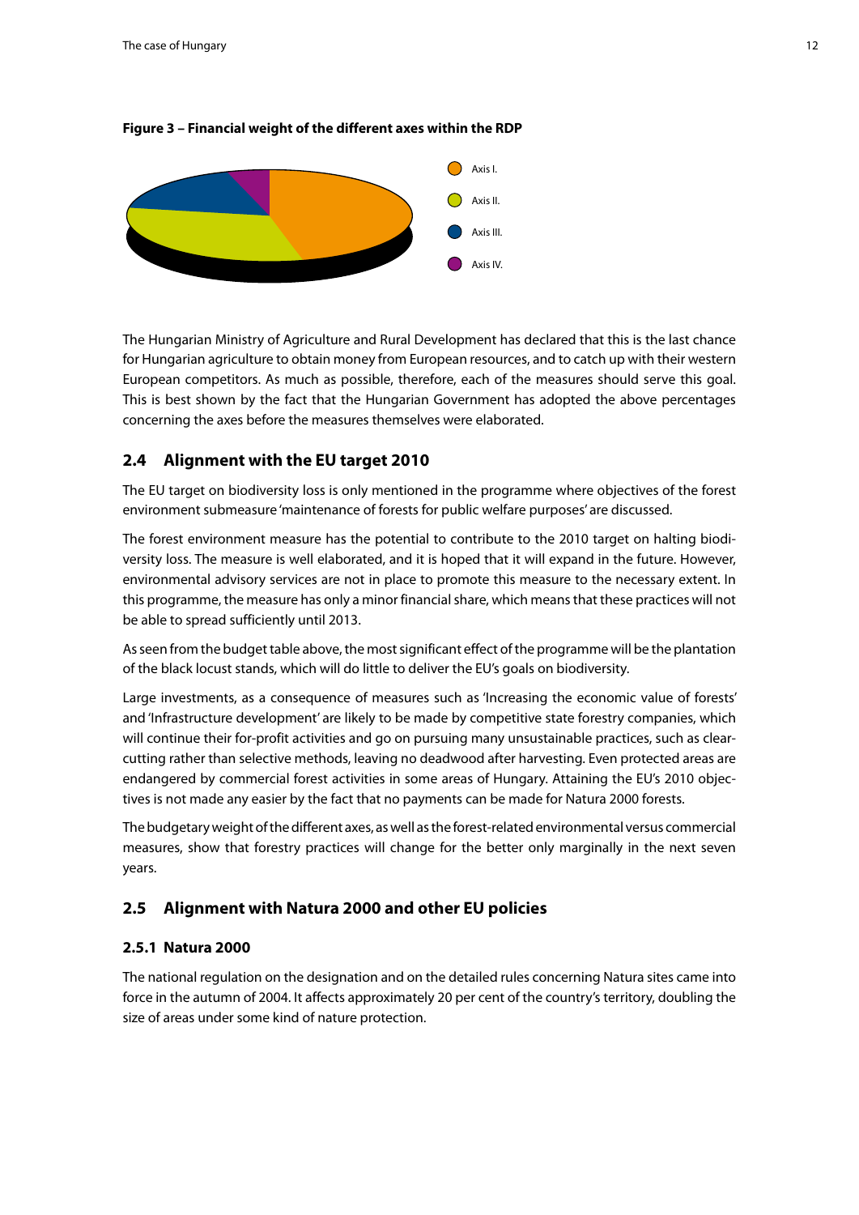**Figure 3 – Financial weight of the different axes within the RDP**

Axis I.
Axis II.
Axis III.
Axis IV.

The Hungarian Ministry of Agriculture and Rural Development has declared that this is the last chance for Hungarian agriculture to obtain money from European resources, and to catch up with their western European competitors. As much as possible, therefore, each of the measures should serve this goal. This is best shown by the fact that the Hungarian Government has adopted the above percentages concerning the axes before the measures themselves were elaborated.

## 2.4 Alignment with the EU target 2010

The EU target on biodiversity loss is only mentioned in the programme where objectives of the forest environment submeasure 'maintenance of forests for public welfare purposes' are discussed.

The forest environment measure has the potential to contribute to the 2010 target on halting biodiversity loss. The measure is well elaborated, and it is hoped that it will expand in the future. However, environmental advisory services are not in place to promote this measure to the necessary extent. In this programme, the measure has only a minor financial share, which means that these practices will not be able to spread sufficiently until 2013.

As seen from the budget table above, the most significant effect of the programme will be the plantation of the black locust stands, which will do little to deliver the EU's goals on biodiversity.

Large investments, as a consequence of measures such as 'Increasing the economic value of forests' and 'Infrastructure development' are likely to be made by competitive state forestry companies, which will continue their for-profit activities and go on pursuing many unsustainable practices, such as clear-cutting rather than selective methods, leaving no deadwood after harvesting. Even protected areas are endangered by commercial forest activities in some areas of Hungary. Attaining the EU's 2010 objectives is not made any easier by the fact that no payments can be made for Natura 2000 forests.

The budgetary weight of the different axes, as well as the forest-related environmental versus commercial measures, show that forestry practices will change for the better only marginally in the next seven years.

## 2.5 Alignment with Natura 2000 and other EU policies

### 2.5.1 Natura 2000

The national regulation on the designation and on the detailed rules concerning Natura sites came into force in the autumn of 2004. It affects approximately 20 per cent of the country's territory, doubling the size of areas under some kind of nature protection.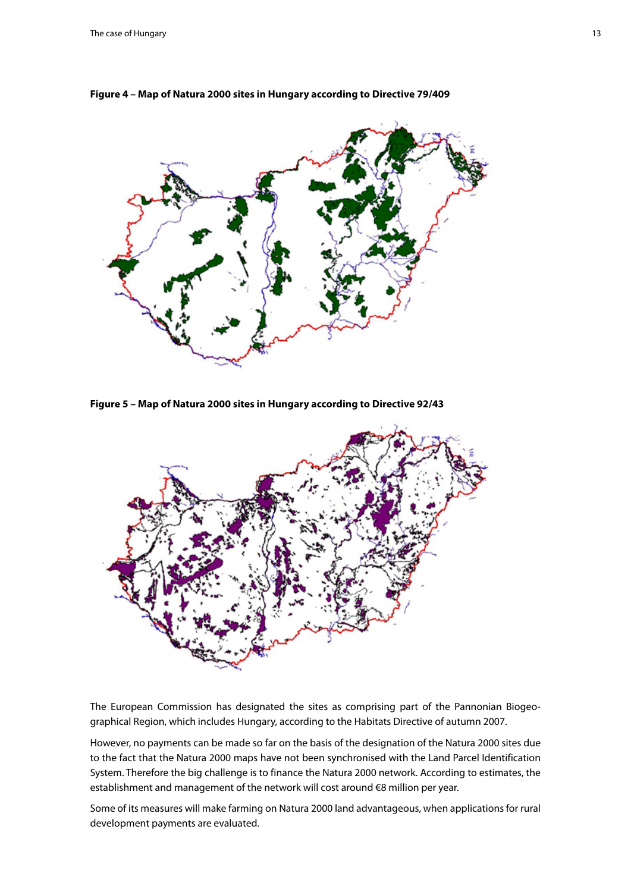**Figure 4 – Map of Natura 2000 sites in Hungary according to Directive 79/409**

**Figure 5 – Map of Natura 2000 sites in Hungary according to Directive 92/43**

The European Commission has designated the sites as comprising part of the Pannonian Biogeographical Region, which includes Hungary, according to the Habitats Directive of autumn 2007.

However, no payments can be made so far on the basis of the designation of the Natura 2000 sites due to the fact that the Natura 2000 maps have not been synchronised with the Land Parcel Identification System. Therefore the big challenge is to finance the Natura 2000 network. According to estimates, the establishment and management of the network will cost around €8 million per year.

Some of its measures will make farming on Natura 2000 land advantageous, when applications for rural development payments are evaluated.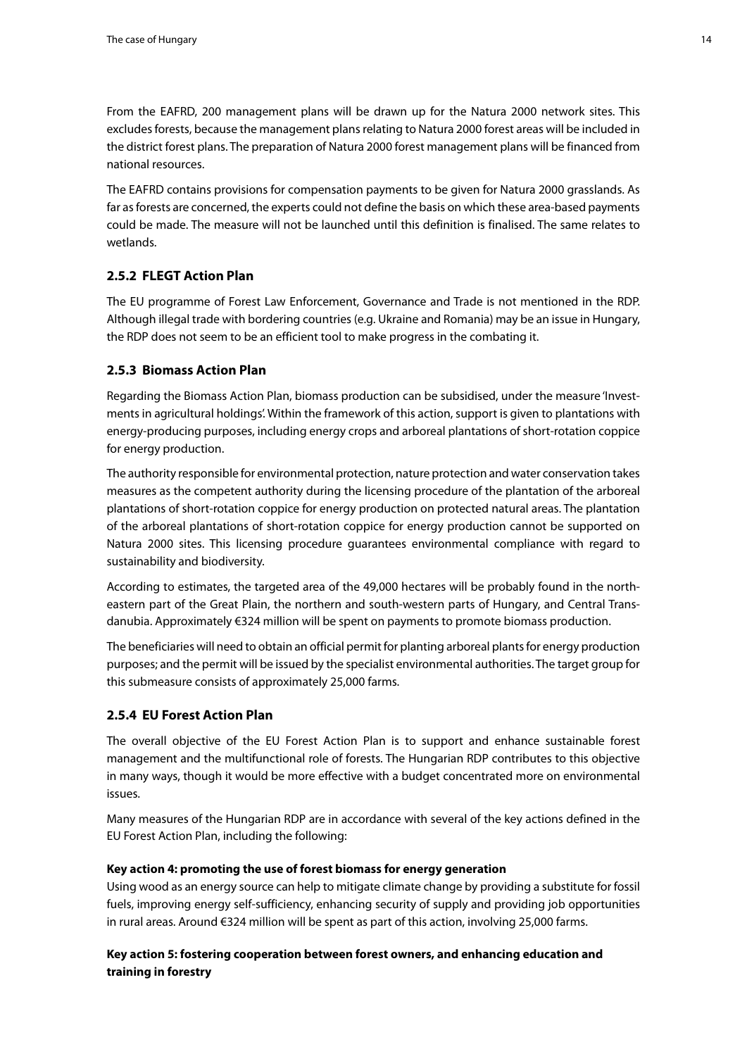From the EAFRD, 200 management plans will be drawn up for the Natura 2000 network sites. This excludes forests, because the management plans relating to Natura 2000 forest areas will be included in the district forest plans. The preparation of Natura 2000 forest management plans will be financed from national resources.

The EAFRD contains provisions for compensation payments to be given for Natura 2000 grasslands. As far as forests are concerned, the experts could not define the basis on which these area-based payments could be made. The measure will not be launched until this definition is finalised. The same relates to wetlands.

### 2.5.2 FLEGT Action Plan

The EU programme of Forest Law Enforcement, Governance and Trade is not mentioned in the RDP. Although illegal trade with bordering countries (e.g. Ukraine and Romania) may be an issue in Hungary, the RDP does not seem to be an efficient tool to make progress in the combating it.

### 2.5.3 Biomass Action Plan

Regarding the Biomass Action Plan, biomass production can be subsidised, under the measure 'Investments in agricultural holdings'. Within the framework of this action, support is given to plantations with energy-producing purposes, including energy crops and arboreal plantations of short-rotation coppice for energy production.

The authority responsible for environmental protection, nature protection and water conservation takes measures as the competent authority during the licensing procedure of the plantation of the arboreal plantations of short-rotation coppice for energy production on protected natural areas. The plantation of the arboreal plantations of short-rotation coppice for energy production cannot be supported on Natura 2000 sites. This licensing procedure guarantees environmental compliance with regard to sustainability and biodiversity.

According to estimates, the targeted area of the 49,000 hectares will be probably found in the north-eastern part of the Great Plain, the northern and south-western parts of Hungary, and Central Transdanubia. Approximately €324 million will be spent on payments to promote biomass production.

The beneficiaries will need to obtain an official permit for planting arboreal plants for energy production purposes; and the permit will be issued by the specialist environmental authorities. The target group for this submeasure consists of approximately 25,000 farms.

### 2.5.4 EU Forest Action Plan

The overall objective of the EU Forest Action Plan is to support and enhance sustainable forest management and the multifunctional role of forests. The Hungarian RDP contributes to this objective in many ways, though it would be more effective with a budget concentrated more on environmental issues.

Many measures of the Hungarian RDP are in accordance with several of the key actions defined in the EU Forest Action Plan, including the following:

**Key action 4: promoting the use of forest biomass for energy generation**
Using wood as an energy source can help to mitigate climate change by providing a substitute for fossil fuels, improving energy self-sufficiency, enhancing security of supply and providing job opportunities in rural areas. Around €324 million will be spent as part of this action, involving 25,000 farms.

**Key action 5: fostering cooperation between forest owners, and enhancing education and training in forestry**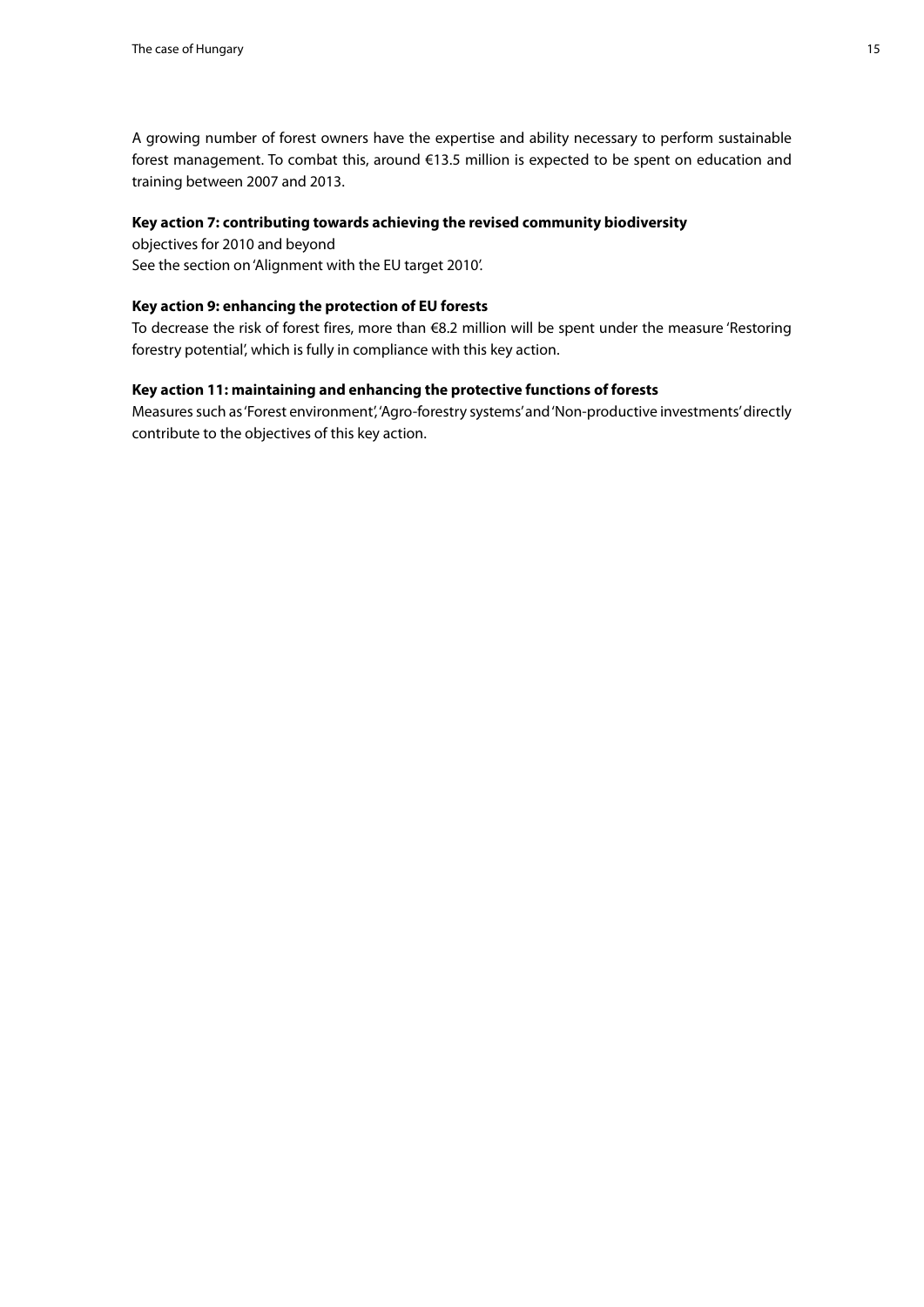A growing number of forest owners have the expertise and ability necessary to perform sustainable forest management. To combat this, around €13.5 million is expected to be spent on education and training between 2007 and 2013.

**Key action 7: contributing towards achieving the revised community biodiversity** objectives for 2010 and beyond

See the section on 'Alignment with the EU target 2010'.

**Key action 9: enhancing the protection of EU forests**

To decrease the risk of forest fires, more than €8.2 million will be spent under the measure 'Restoring forestry potential', which is fully in compliance with this key action.

**Key action 11: maintaining and enhancing the protective functions of forests**

Measures such as 'Forest environment', 'Agro-forestry systems' and 'Non-productive investments' directly contribute to the objectives of this key action.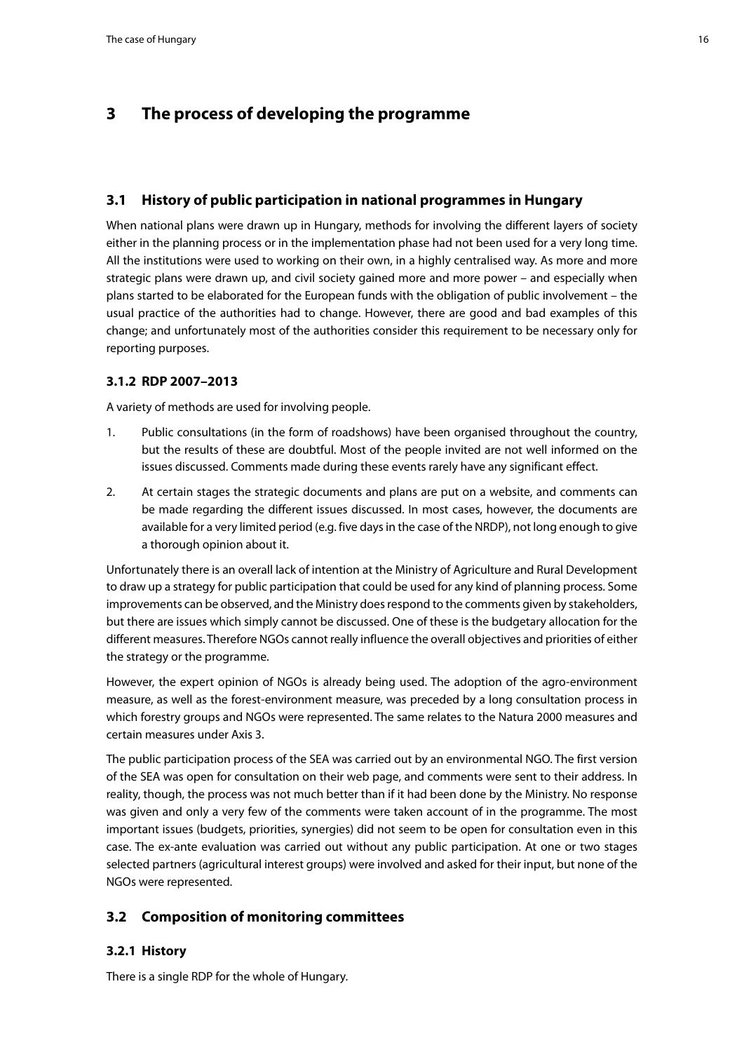# 3 The process of developing the programme

## 3.1 History of public participation in national programmes in Hungary

When national plans were drawn up in Hungary, methods for involving the different layers of society either in the planning process or in the implementation phase had not been used for a very long time. All the institutions were used to working on their own, in a highly centralised way. As more and more strategic plans were drawn up, and civil society gained more and more power – and especially when plans started to be elaborated for the European funds with the obligation of public involvement – the usual practice of the authorities had to change. However, there are good and bad examples of this change; and unfortunately most of the authorities consider this requirement to be necessary only for reporting purposes.

### 3.1.2 RDP 2007–2013

A variety of methods are used for involving people.

1. Public consultations (in the form of roadshows) have been organised throughout the country, but the results of these are doubtful. Most of the people invited are not well informed on the issues discussed. Comments made during these events rarely have any significant effect.
2. At certain stages the strategic documents and plans are put on a website, and comments can be made regarding the different issues discussed. In most cases, however, the documents are available for a very limited period (e.g. five days in the case of the NRDP), not long enough to give a thorough opinion about it.

Unfortunately there is an overall lack of intention at the Ministry of Agriculture and Rural Development to draw up a strategy for public participation that could be used for any kind of planning process. Some improvements can be observed, and the Ministry does respond to the comments given by stakeholders, but there are issues which simply cannot be discussed. One of these is the budgetary allocation for the different measures. Therefore NGOs cannot really influence the overall objectives and priorities of either the strategy or the programme.

However, the expert opinion of NGOs is already being used. The adoption of the agro-environment measure, as well as the forest-environment measure, was preceded by a long consultation process in which forestry groups and NGOs were represented. The same relates to the Natura 2000 measures and certain measures under Axis 3.

The public participation process of the SEA was carried out by an environmental NGO. The first version of the SEA was open for consultation on their web page, and comments were sent to their address. In reality, though, the process was not much better than if it had been done by the Ministry. No response was given and only a very few of the comments were taken account of in the programme. The most important issues (budgets, priorities, synergies) did not seem to be open for consultation even in this case. The ex-ante evaluation was carried out without any public participation. At one or two stages selected partners (agricultural interest groups) were involved and asked for their input, but none of the NGOs were represented.

## 3.2 Composition of monitoring committees

### 3.2.1 History

There is a single RDP for the whole of Hungary.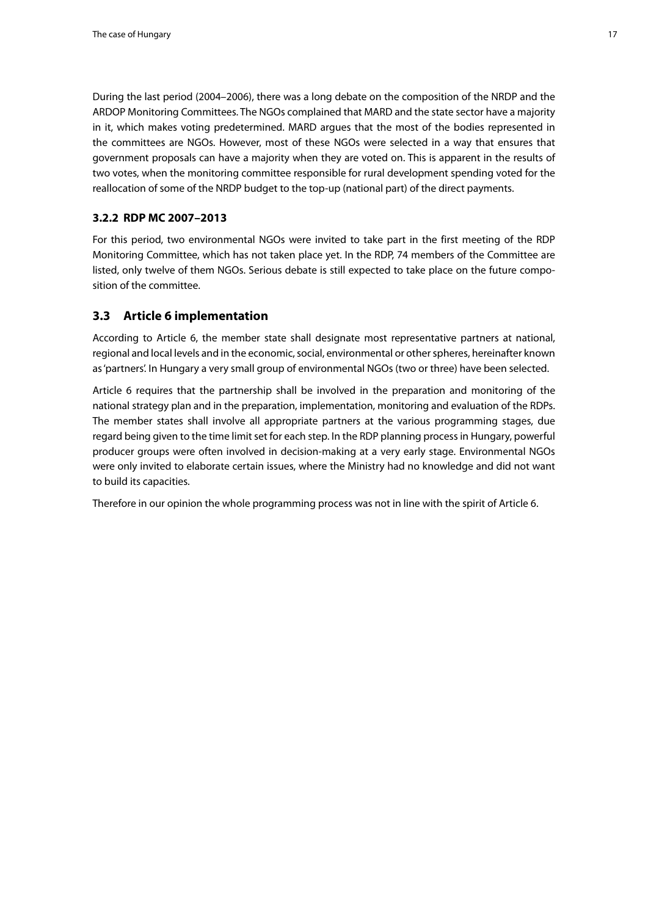During the last period (2004–2006), there was a long debate on the composition of the NRDP and the ARDOP Monitoring Committees. The NGOs complained that MARD and the state sector have a majority in it, which makes voting predetermined. MARD argues that the most of the bodies represented in the committees are NGOs. However, most of these NGOs were selected in a way that ensures that government proposals can have a majority when they are voted on. This is apparent in the results of two votes, when the monitoring committee responsible for rural development spending voted for the reallocation of some of the NRDP budget to the top-up (national part) of the direct payments.

### 3.2.2 RDP MC 2007–2013

For this period, two environmental NGOs were invited to take part in the first meeting of the RDP Monitoring Committee, which has not taken place yet. In the RDP, 74 members of the Committee are listed, only twelve of them NGOs. Serious debate is still expected to take place on the future composition of the committee.

## 3.3 Article 6 implementation

According to Article 6, the member state shall designate most representative partners at national, regional and local levels and in the economic, social, environmental or other spheres, hereinafter known as 'partners'. In Hungary a very small group of environmental NGOs (two or three) have been selected.

Article 6 requires that the partnership shall be involved in the preparation and monitoring of the national strategy plan and in the preparation, implementation, monitoring and evaluation of the RDPs. The member states shall involve all appropriate partners at the various programming stages, due regard being given to the time limit set for each step. In the RDP planning process in Hungary, powerful producer groups were often involved in decision-making at a very early stage. Environmental NGOs were only invited to elaborate certain issues, where the Ministry had no knowledge and did not want to build its capacities.

Therefore in our opinion the whole programming process was not in line with the spirit of Article 6.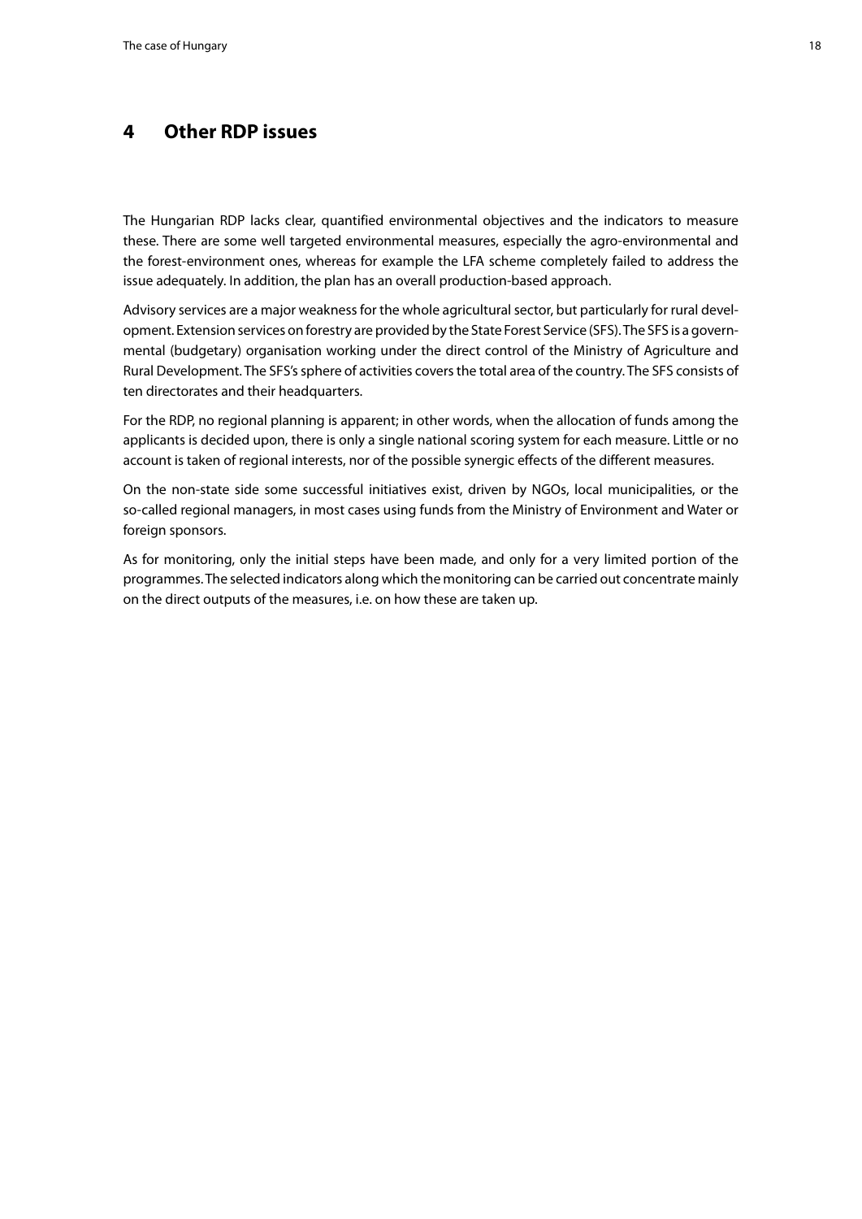# 4 Other RDP issues

The Hungarian RDP lacks clear, quantified environmental objectives and the indicators to measure these. There are some well targeted environmental measures, especially the agro-environmental and the forest-environment ones, whereas for example the LFA scheme completely failed to address the issue adequately. In addition, the plan has an overall production-based approach.

Advisory services are a major weakness for the whole agricultural sector, but particularly for rural development. Extension services on forestry are provided by the State Forest Service (SFS). The SFS is a governmental (budgetary) organisation working under the direct control of the Ministry of Agriculture and Rural Development. The SFS's sphere of activities covers the total area of the country. The SFS consists of ten directorates and their headquarters.

For the RDP, no regional planning is apparent; in other words, when the allocation of funds among the applicants is decided upon, there is only a single national scoring system for each measure. Little or no account is taken of regional interests, nor of the possible synergic effects of the different measures.

On the non-state side some successful initiatives exist, driven by NGOs, local municipalities, or the so-called regional managers, in most cases using funds from the Ministry of Environment and Water or foreign sponsors.

As for monitoring, only the initial steps have been made, and only for a very limited portion of the programmes. The selected indicators along which the monitoring can be carried out concentrate mainly on the direct outputs of the measures, i.e. on how these are taken up.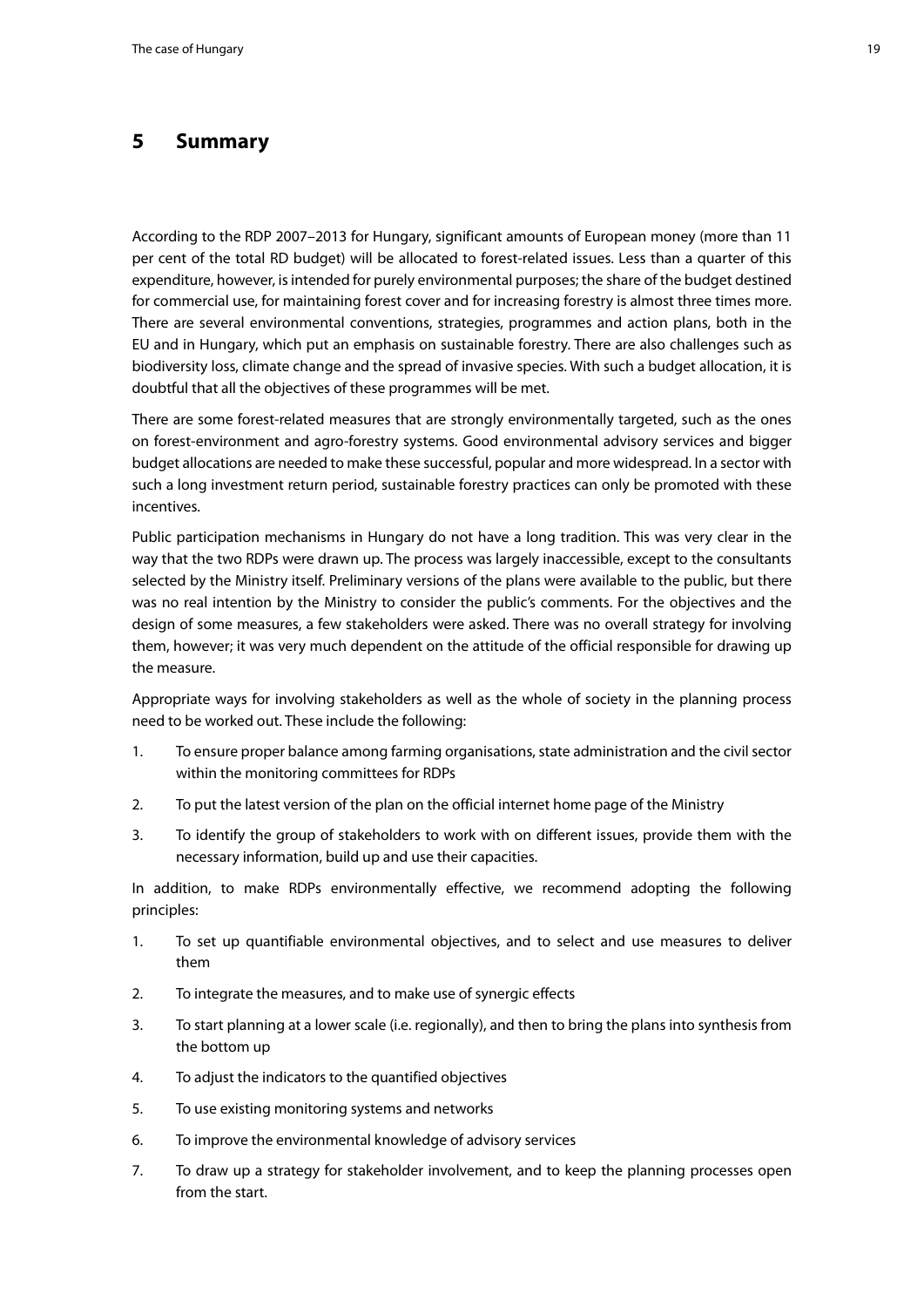# 5 Summary

According to the RDP 2007–2013 for Hungary, significant amounts of European money (more than 11 per cent of the total RD budget) will be allocated to forest-related issues. Less than a quarter of this expenditure, however, is intended for purely environmental purposes; the share of the budget destined for commercial use, for maintaining forest cover and for increasing forestry is almost three times more. There are several environmental conventions, strategies, programmes and action plans, both in the EU and in Hungary, which put an emphasis on sustainable forestry. There are also challenges such as biodiversity loss, climate change and the spread of invasive species. With such a budget allocation, it is doubtful that all the objectives of these programmes will be met.

There are some forest-related measures that are strongly environmentally targeted, such as the ones on forest-environment and agro-forestry systems. Good environmental advisory services and bigger budget allocations are needed to make these successful, popular and more widespread. In a sector with such a long investment return period, sustainable forestry practices can only be promoted with these incentives.

Public participation mechanisms in Hungary do not have a long tradition. This was very clear in the way that the two RDPs were drawn up. The process was largely inaccessible, except to the consultants selected by the Ministry itself. Preliminary versions of the plans were available to the public, but there was no real intention by the Ministry to consider the public's comments. For the objectives and the design of some measures, a few stakeholders were asked. There was no overall strategy for involving them, however; it was very much dependent on the attitude of the official responsible for drawing up the measure.

Appropriate ways for involving stakeholders as well as the whole of society in the planning process need to be worked out. These include the following:

1. To ensure proper balance among farming organisations, state administration and the civil sector within the monitoring committees for RDPs
2. To put the latest version of the plan on the official internet home page of the Ministry
3. To identify the group of stakeholders to work with on different issues, provide them with the necessary information, build up and use their capacities.

In addition, to make RDPs environmentally effective, we recommend adopting the following principles:

1. To set up quantifiable environmental objectives, and to select and use measures to deliver them
2. To integrate the measures, and to make use of synergic effects
3. To start planning at a lower scale (i.e. regionally), and then to bring the plans into synthesis from the bottom up
4. To adjust the indicators to the quantified objectives
5. To use existing monitoring systems and networks
6. To improve the environmental knowledge of advisory services
7. To draw up a strategy for stakeholder involvement, and to keep the planning processes open from the start.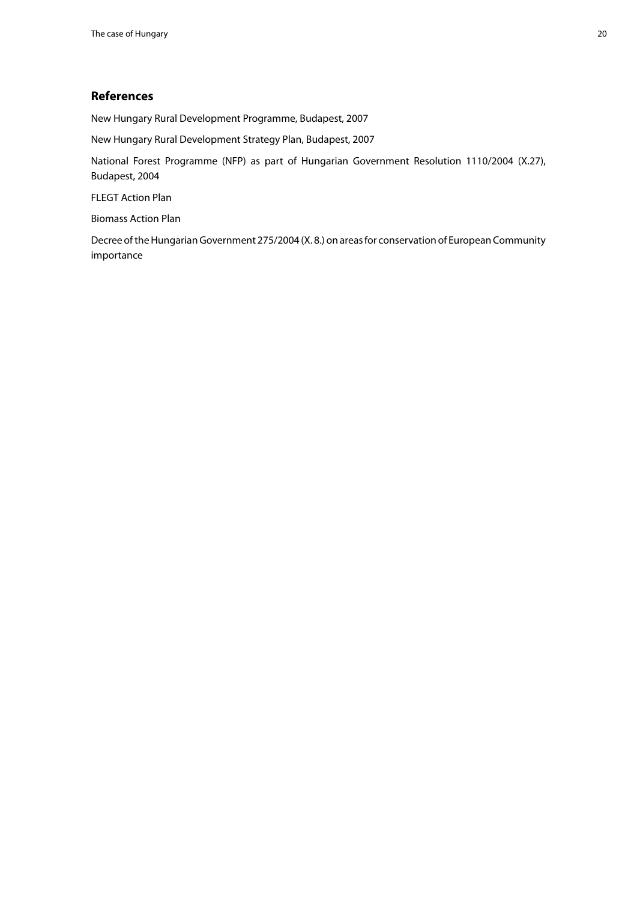## References

New Hungary Rural Development Programme, Budapest, 2007

New Hungary Rural Development Strategy Plan, Budapest, 2007

National Forest Programme (NFP) as part of Hungarian Government Resolution 1110/2004 (X.27), Budapest, 2004

FLEGT Action Plan

Biomass Action Plan

Decree of the Hungarian Government 275/2004 (X. 8.) on areas for conservation of European Community importance